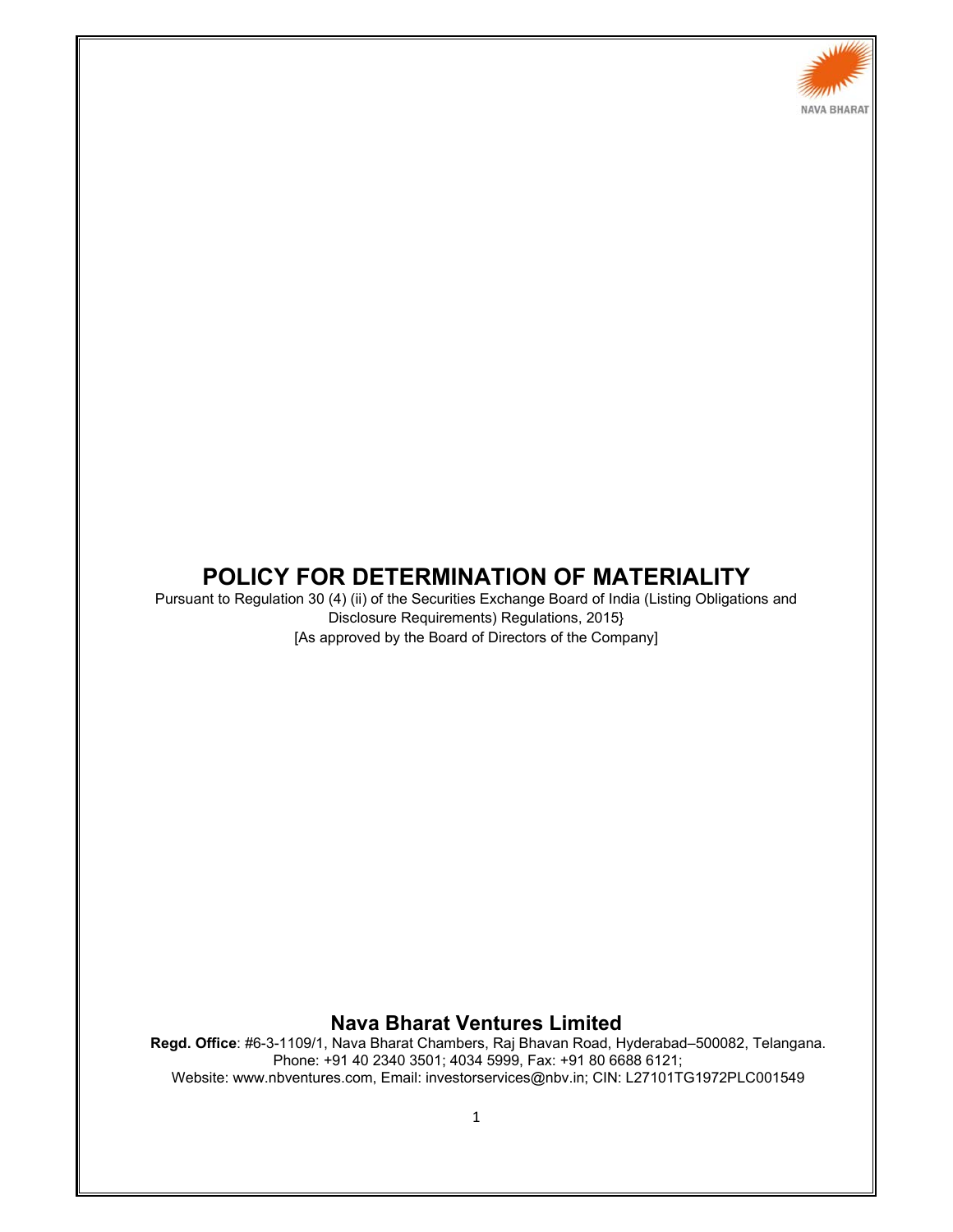NAVA BHARAT

# POLICY FOR DETERMINATION OF MATERIALITY

Pursuant to Regulation 30 (4) (ii) of the Securities Exchange Board of India (Listing Obligations and Disclosure Requirements) Regulations, 2015}

[As approved by the Board of Directors of the Company]

## Nava Bharat Ventures Limited

**Regd. Office**: #6-3-1109/1, Nava Bharat Chambers, Raj Bhavan Road, Hyderabad–500082, Telangana.
Phone: +91 40 2340 3501; 4034 5999, Fax: +91 80 6688 6121;
Website: www.nbventures.com, Email: investorservices@nbv.in; CIN: L27101TG1972PLC001549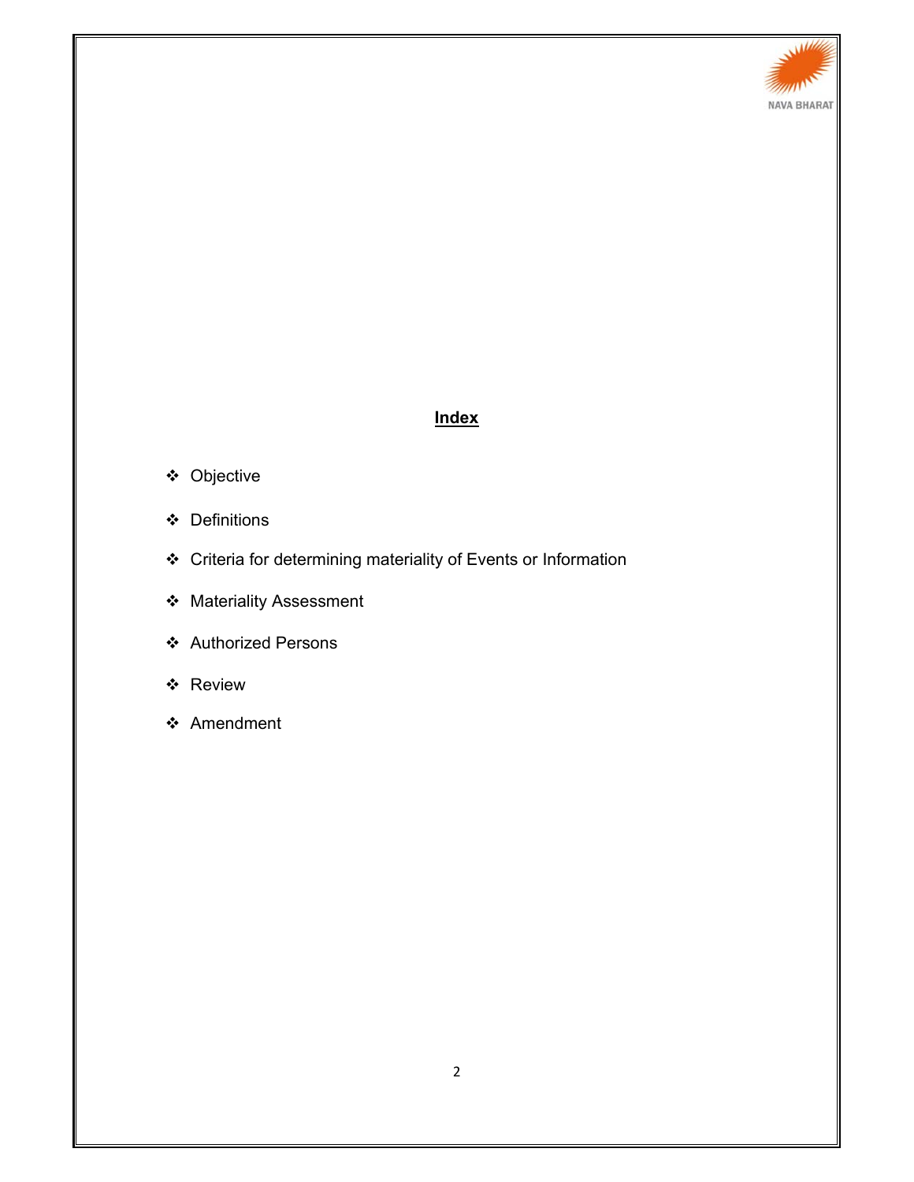## Index

- Objective
- Definitions
- Criteria for determining materiality of Events or Information
- Materiality Assessment
- Authorized Persons
- Review
- Amendment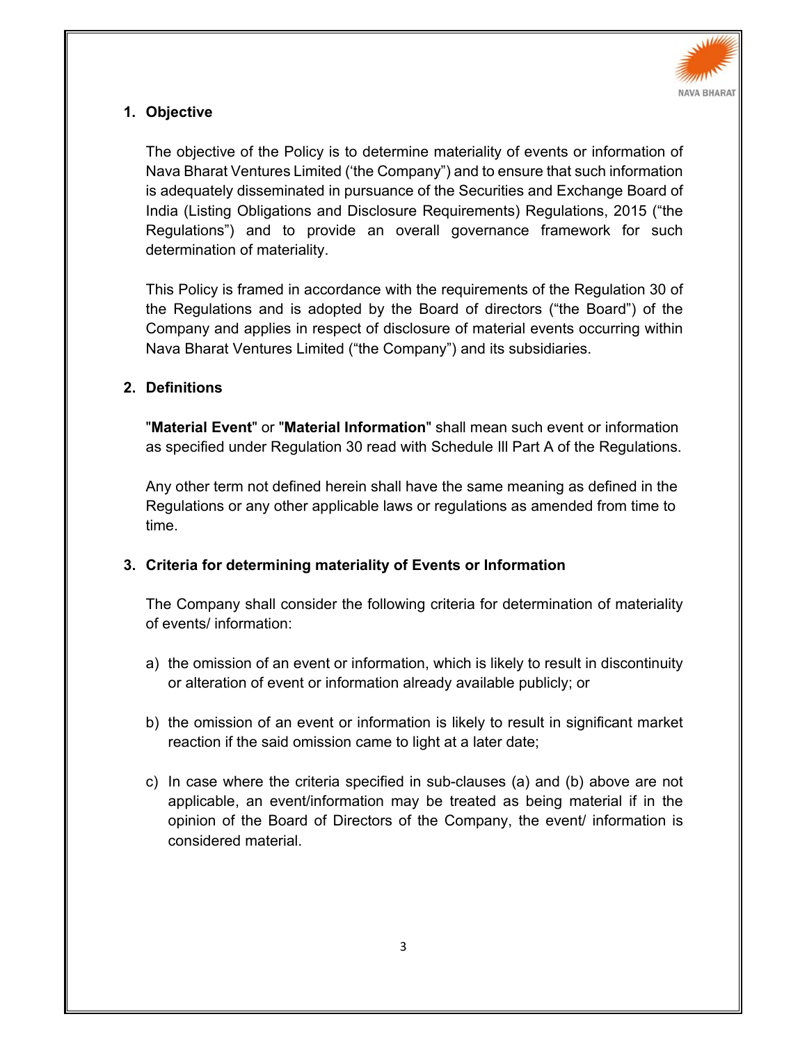## 1. Objective

The objective of the Policy is to determine materiality of events or information of Nava Bharat Ventures Limited ('the Company") and to ensure that such information is adequately disseminated in pursuance of the Securities and Exchange Board of India (Listing Obligations and Disclosure Requirements) Regulations, 2015 ("the Regulations") and to provide an overall governance framework for such determination of materiality.

This Policy is framed in accordance with the requirements of the Regulation 30 of the Regulations and is adopted by the Board of directors ("the Board") of the Company and applies in respect of disclosure of material events occurring within Nava Bharat Ventures Limited ("the Company") and its subsidiaries.

## 2. Definitions

"**Material Event**" or "**Material Information**" shall mean such event or information as specified under Regulation 30 read with Schedule Ill Part A of the Regulations.

Any other term not defined herein shall have the same meaning as defined in the Regulations or any other applicable laws or regulations as amended from time to time.

## 3. Criteria for determining materiality of Events or Information

The Company shall consider the following criteria for determination of materiality of events/ information:

a) the omission of an event or information, which is likely to result in discontinuity or alteration of event or information already available publicly; or

b) the omission of an event or information is likely to result in significant market reaction if the said omission came to light at a later date;

c) In case where the criteria specified in sub-clauses (a) and (b) above are not applicable, an event/information may be treated as being material if in the opinion of the Board of Directors of the Company, the event/ information is considered material.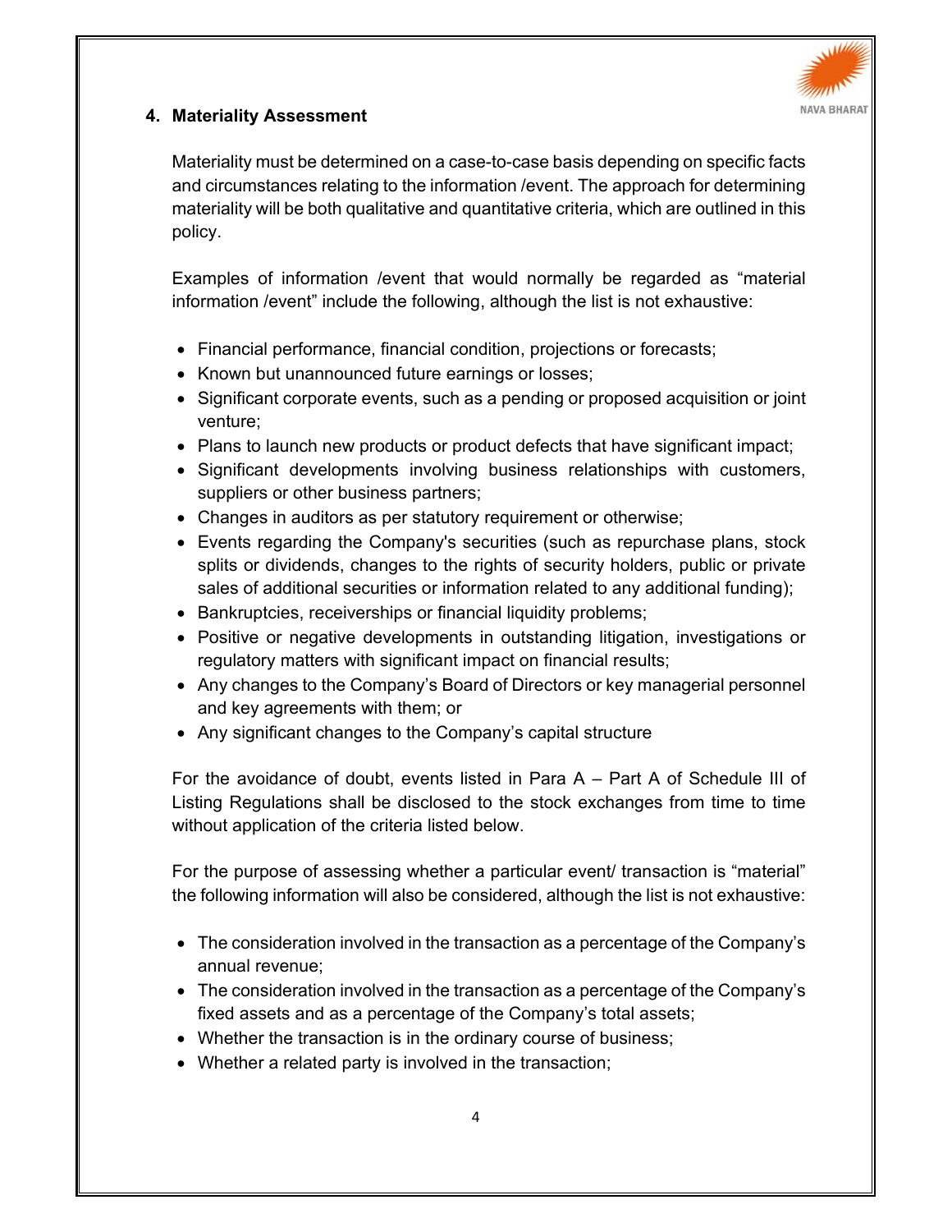## 4. Materiality Assessment

Materiality must be determined on a case-to-case basis depending on specific facts and circumstances relating to the information /event. The approach for determining materiality will be both qualitative and quantitative criteria, which are outlined in this policy.

Examples of information /event that would normally be regarded as "material information /event" include the following, although the list is not exhaustive:

- Financial performance, financial condition, projections or forecasts;
- Known but unannounced future earnings or losses;
- Significant corporate events, such as a pending or proposed acquisition or joint venture;
- Plans to launch new products or product defects that have significant impact;
- Significant developments involving business relationships with customers, suppliers or other business partners;
- Changes in auditors as per statutory requirement or otherwise;
- Events regarding the Company's securities (such as repurchase plans, stock splits or dividends, changes to the rights of security holders, public or private sales of additional securities or information related to any additional funding);
- Bankruptcies, receiverships or financial liquidity problems;
- Positive or negative developments in outstanding litigation, investigations or regulatory matters with significant impact on financial results;
- Any changes to the Company's Board of Directors or key managerial personnel and key agreements with them; or
- Any significant changes to the Company's capital structure

For the avoidance of doubt, events listed in Para A – Part A of Schedule III of Listing Regulations shall be disclosed to the stock exchanges from time to time without application of the criteria listed below.

For the purpose of assessing whether a particular event/ transaction is "material" the following information will also be considered, although the list is not exhaustive:

- The consideration involved in the transaction as a percentage of the Company's annual revenue;
- The consideration involved in the transaction as a percentage of the Company's fixed assets and as a percentage of the Company's total assets;
- Whether the transaction is in the ordinary course of business;
- Whether a related party is involved in the transaction;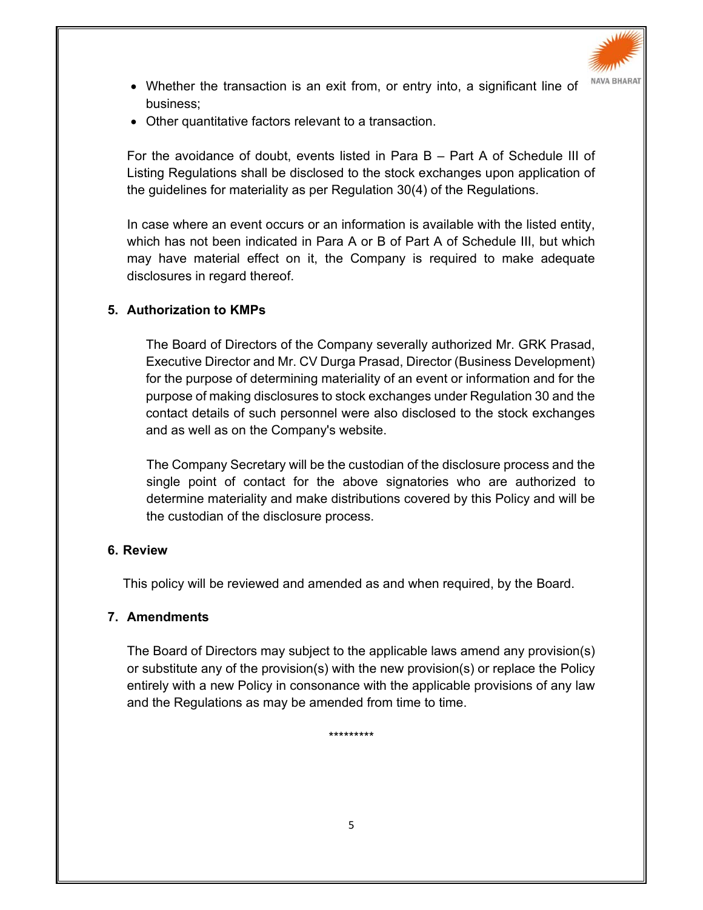- Whether the transaction is an exit from, or entry into, a significant line of business;
- Other quantitative factors relevant to a transaction.

For the avoidance of doubt, events listed in Para B – Part A of Schedule III of Listing Regulations shall be disclosed to the stock exchanges upon application of the guidelines for materiality as per Regulation 30(4) of the Regulations.

In case where an event occurs or an information is available with the listed entity, which has not been indicated in Para A or B of Part A of Schedule III, but which may have material effect on it, the Company is required to make adequate disclosures in regard thereof.

**5. Authorization to KMPs**

The Board of Directors of the Company severally authorized Mr. GRK Prasad, Executive Director and Mr. CV Durga Prasad, Director (Business Development) for the purpose of determining materiality of an event or information and for the purpose of making disclosures to stock exchanges under Regulation 30 and the contact details of such personnel were also disclosed to the stock exchanges and as well as on the Company's website.

The Company Secretary will be the custodian of the disclosure process and the single point of contact for the above signatories who are authorized to determine materiality and make distributions covered by this Policy and will be the custodian of the disclosure process.

**6. Review**

This policy will be reviewed and amended as and when required, by the Board.

**7. Amendments**

The Board of Directors may subject to the applicable laws amend any provision(s) or substitute any of the provision(s) with the new provision(s) or replace the Policy entirely with a new Policy in consonance with the applicable provisions of any law and the Regulations as may be amended from time to time.

*********